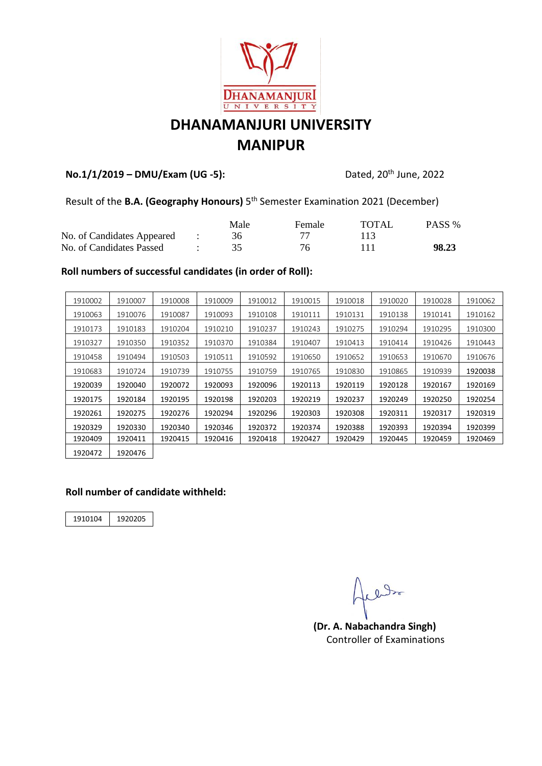# DHANAMANJURI UNIVERSITY
# MANIPUR

**No.1/1/2019 – DMU/Exam (UG -5):** Dated, 20th June, 2022

Result of the **B.A. (Geography Honours)** 5th Semester Examination 2021 (December)

| | | Male | Female | TOTAL | PASS % |
|---|---|---|---|---|---|
| No. of Candidates Appeared | : | 36 | 77 | 113 | |
| No. of Candidates Passed | : | 35 | 76 | 111 | **98.23** |

**Roll numbers of successful candidates (in order of Roll):**

| | | | | | | | | | |
|---|---|---|---|---|---|---|---|---|---|
| 1910002 | 1910007 | 1910008 | 1910009 | 1910012 | 1910015 | 1910018 | 1910020 | 1910028 | 1910062 |
| 1910063 | 1910076 | 1910087 | 1910093 | 1910108 | 1910111 | 1910131 | 1910138 | 1910141 | 1910162 |
| 1910173 | 1910183 | 1910204 | 1910210 | 1910237 | 1910243 | 1910275 | 1910294 | 1910295 | 1910300 |
| 1910327 | 1910350 | 1910352 | 1910370 | 1910384 | 1910407 | 1910413 | 1910414 | 1910426 | 1910443 |
| 1910458 | 1910494 | 1910503 | 1910511 | 1910592 | 1910650 | 1910652 | 1910653 | 1910670 | 1910676 |
| 1910683 | 1910724 | 1910739 | 1910755 | 1910759 | 1910765 | 1910830 | 1910865 | 1910939 | 1920038 |
| 1920039 | 1920040 | 1920072 | 1920093 | 1920096 | 1920113 | 1920119 | 1920128 | 1920167 | 1920169 |
| 1920175 | 1920184 | 1920195 | 1920198 | 1920203 | 1920219 | 1920237 | 1920249 | 1920250 | 1920254 |
| 1920261 | 1920275 | 1920276 | 1920294 | 1920296 | 1920303 | 1920308 | 1920311 | 1920317 | 1920319 |
| 1920329 | 1920330 | 1920340 | 1920346 | 1920372 | 1920374 | 1920388 | 1920393 | 1920394 | 1920399 |
| 1920409 | 1920411 | 1920415 | 1920416 | 1920418 | 1920427 | 1920429 | 1920445 | 1920459 | 1920469 |
| 1920472 | 1920476 | | | | | | | | |

**Roll number of candidate withheld:**

| | |
|---|---|
| 1910104 | 1920205 |

**(Dr. A. Nabachandra Singh)**
Controller of Examinations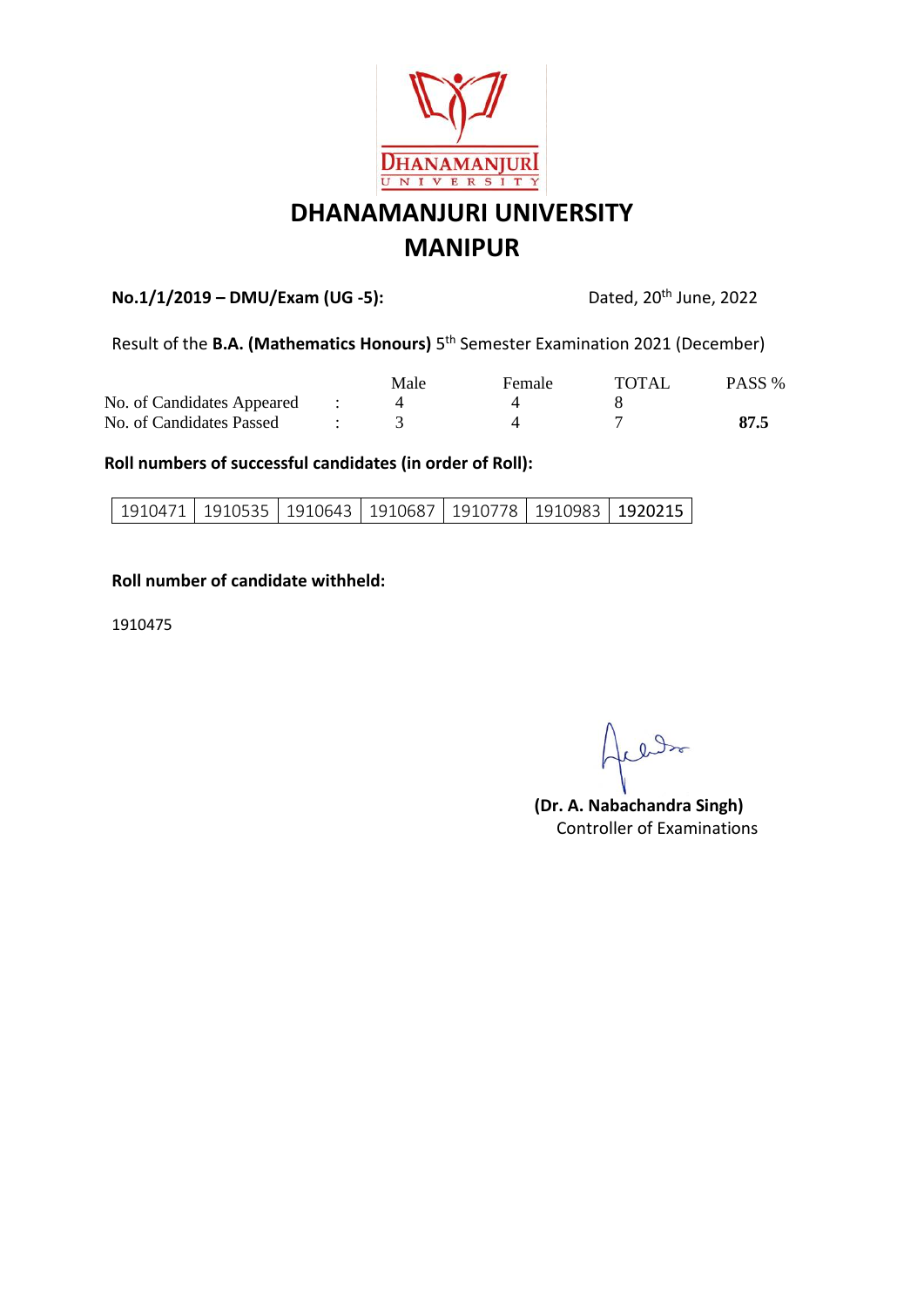# DHANAMANJURI UNIVERSITY
## MANIPUR

**No.1/1/2019 – DMU/Exam (UG -5):** Dated, 20th June, 2022

Result of the **B.A. (Mathematics Honours)** 5th Semester Examination 2021 (December)

| | | Male | Female | TOTAL | PASS % |
|---|---|---|---|---|---|
| No. of Candidates Appeared | : | 4 | 4 | 8 | |
| No. of Candidates Passed | : | 3 | 4 | 7 | **87.5** |

**Roll numbers of successful candidates (in order of Roll):**

| 1910471 | 1910535 | 1910643 | 1910687 | 1910778 | 1910983 | 1920215 |
|---|---|---|---|---|---|---|

**Roll number of candidate withheld:**

1910475

**(Dr. A. Nabachandra Singh)**
Controller of Examinations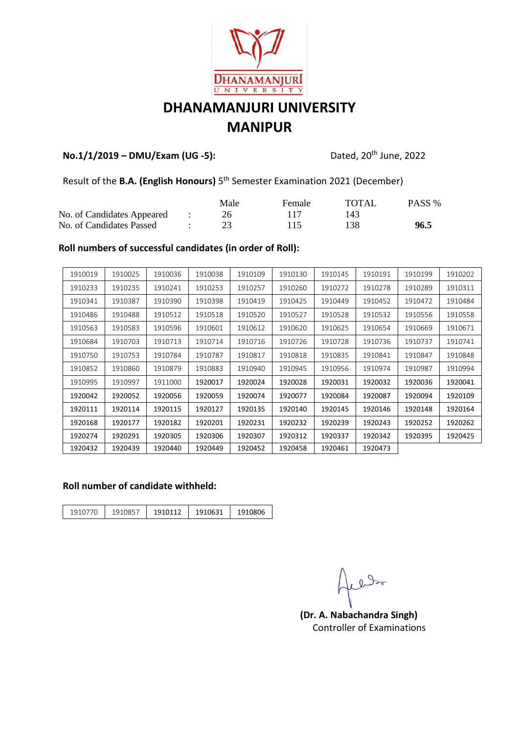# DHANAMANJURI UNIVERSITY
# MANIPUR

**No.1/1/2019 – DMU/Exam (UG -5):** Dated, 20th June, 2022

Result of the **B.A. (English Honours)** 5th Semester Examination 2021 (December)

| | | Male | Female | TOTAL | PASS % |
|---|---|---|---|---|---|
| No. of Candidates Appeared | : | 26 | 117 | 143 | |
| No. of Candidates Passed | : | 23 | 115 | 138 | **96.5** |

**Roll numbers of successful candidates (in order of Roll):**

| | | | | | | | | | |
|---|---|---|---|---|---|---|---|---|---|
| 1910019 | 1910025 | 1910036 | 1910038 | 1910109 | 1910130 | 1910145 | 1910191 | 1910199 | 1910202 |
| 1910233 | 1910235 | 1910241 | 1910253 | 1910257 | 1910260 | 1910272 | 1910278 | 1910289 | 1910311 |
| 1910341 | 1910387 | 1910390 | 1910398 | 1910419 | 1910425 | 1910449 | 1910452 | 1910472 | 1910484 |
| 1910486 | 1910488 | 1910512 | 1910518 | 1910520 | 1910527 | 1910528 | 1910532 | 1910556 | 1910558 |
| 1910563 | 1910583 | 1910596 | 1910601 | 1910612 | 1910620 | 1910625 | 1910654 | 1910669 | 1910671 |
| 1910684 | 1910703 | 1910713 | 1910714 | 1910716 | 1910726 | 1910728 | 1910736 | 1910737 | 1910741 |
| 1910750 | 1910753 | 1910784 | 1910787 | 1910817 | 1910818 | 1910835 | 1910841 | 1910847 | 1910848 |
| 1910852 | 1910860 | 1910879 | 1910883 | 1910940 | 1910945 | 1910956 | 1910974 | 1910987 | 1910994 |
| 1910995 | 1910997 | 1911000 | 1920017 | 1920024 | 1920028 | 1920031 | 1920032 | 1920036 | 1920041 |
| 1920042 | 1920052 | 1920056 | 1920059 | 1920074 | 1920077 | 1920084 | 1920087 | 1920094 | 1920109 |
| 1920111 | 1920114 | 1920115 | 1920127 | 1920135 | 1920140 | 1920145 | 1920146 | 1920148 | 1920164 |
| 1920168 | 1920177 | 1920182 | 1920201 | 1920231 | 1920232 | 1920239 | 1920243 | 1920252 | 1920262 |
| 1920274 | 1920291 | 1920305 | 1920306 | 1920307 | 1920312 | 1920337 | 1920342 | 1920395 | 1920425 |
| 1920432 | 1920439 | 1920440 | 1920449 | 1920452 | 1920458 | 1920461 | 1920473 | | |

**Roll number of candidate withheld:**

| | | | | |
|---|---|---|---|---|
| 1910770 | 1910857 | 1910112 | 1910631 | 1910806 |

**(Dr. A. Nabachandra Singh)**
Controller of Examinations